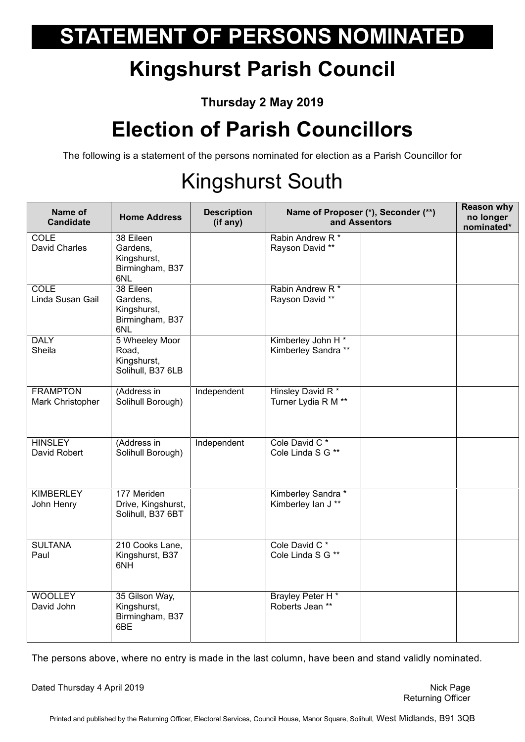# STATEMENT OF PERSONS NOMINATED

# Kingshurst Parish Council

**Thursday 2 May 2019**

# Election of Parish Councillors

The following is a statement of the persons nominated for election as a Parish Councillor for

## Kingshurst South

| Name of Candidate | Home Address | Description (if any) | Name of Proposer (*), Seconder (**) and Assentors | | Reason why no longer nominated* |
|---|---|---|---|---|---|
| COLE<br>David Charles | 38 Eileen Gardens, Kingshurst, Birmingham, B37 6NL | | Rabin Andrew R *<br>Rayson David ** | | |
| COLE<br>Linda Susan Gail | 38 Eileen Gardens, Kingshurst, Birmingham, B37 6NL | | Rabin Andrew R *<br>Rayson David ** | | |
| DALY<br>Sheila | 5 Wheeley Moor Road, Kingshurst, Solihull, B37 6LB | | Kimberley John H *<br>Kimberley Sandra ** | | |
| FRAMPTON<br>Mark Christopher | (Address in Solihull Borough) | Independent | Hinsley David R *<br>Turner Lydia R M ** | | |
| HINSLEY<br>David Robert | (Address in Solihull Borough) | Independent | Cole David C *<br>Cole Linda S G ** | | |
| KIMBERLEY<br>John Henry | 177 Meriden Drive, Kingshurst, Solihull, B37 6BT | | Kimberley Sandra *<br>Kimberley Ian J ** | | |
| SULTANA<br>Paul | 210 Cooks Lane, Kingshurst, B37 6NH | | Cole David C *<br>Cole Linda S G ** | | |
| WOOLLEY<br>David John | 35 Gilson Way, Kingshurst, Birmingham, B37 6BE | | Brayley Peter H *<br>Roberts Jean ** | | |

The persons above, where no entry is made in the last column, have been and stand validly nominated.

Dated Thursday 4 April 2019

Nick Page
Returning Officer

Printed and published by the Returning Officer, Electoral Services, Council House, Manor Square, Solihull, West Midlands, B91 3QB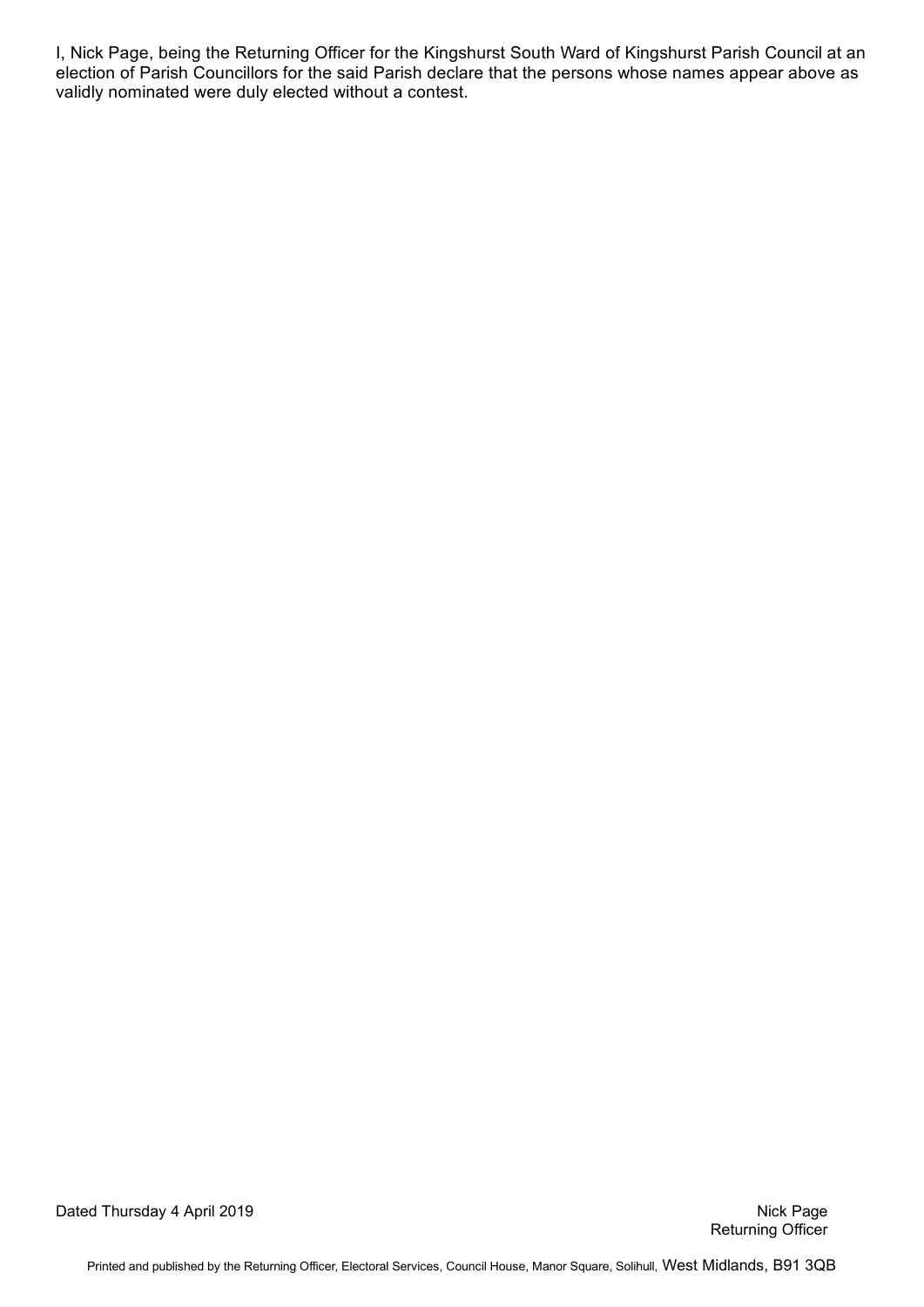I, Nick Page, being the Returning Officer for the Kingshurst South Ward of Kingshurst Parish Council at an election of Parish Councillors for the said Parish declare that the persons whose names appear above as validly nominated were duly elected without a contest.

Dated Thursday 4 April 2019

Nick Page
Returning Officer

Printed and published by the Returning Officer, Electoral Services, Council House, Manor Square, Solihull, West Midlands, B91 3QB